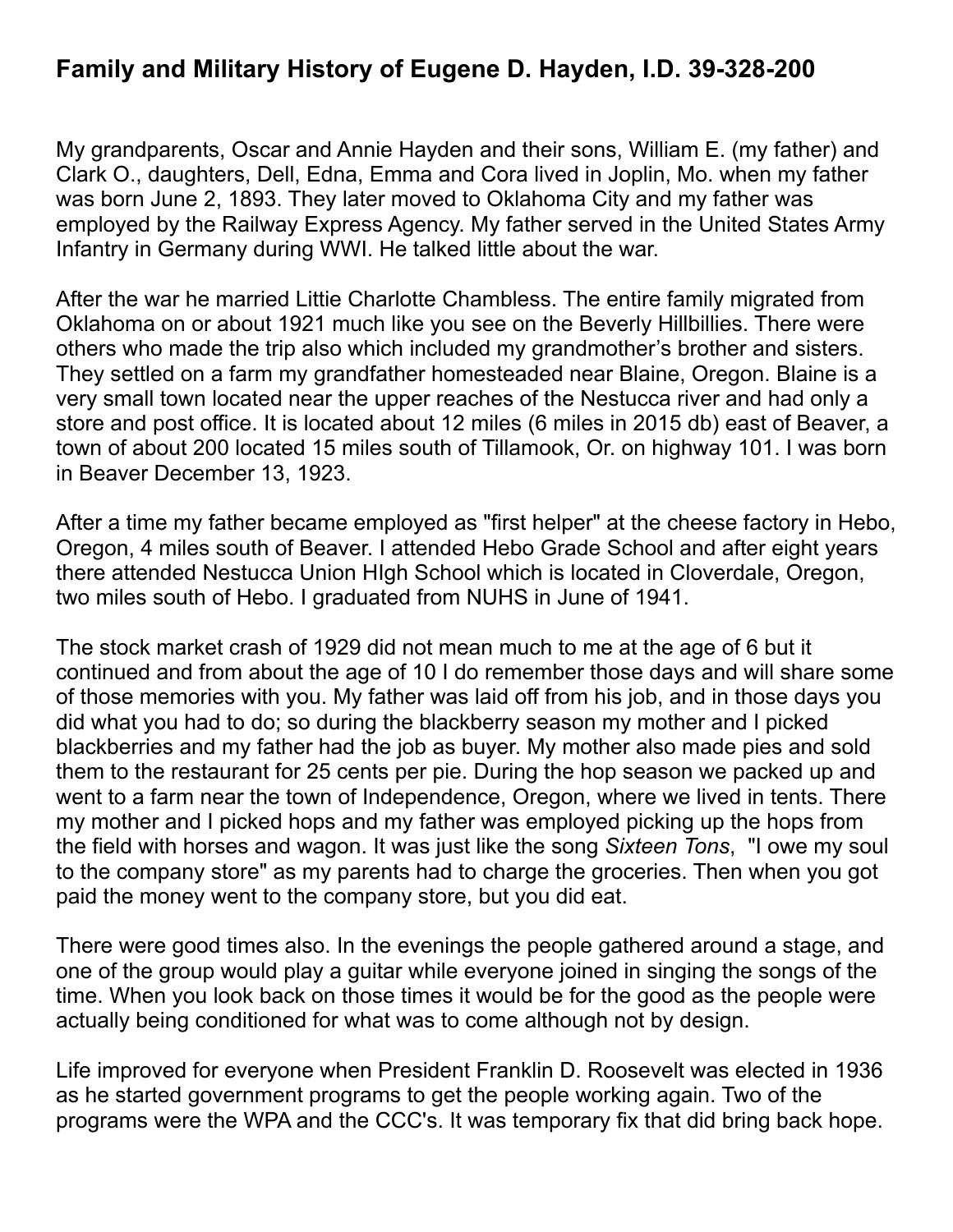## Family and Military History of Eugene D. Hayden, I.D. 39-328-200

My grandparents, Oscar and Annie Hayden and their sons, William E. (my father) and Clark O., daughters, Dell, Edna, Emma and Cora lived in Joplin, Mo. when my father was born June 2, 1893. They later moved to Oklahoma City and my father was employed by the Railway Express Agency. My father served in the United States Army Infantry in Germany during WWI. He talked little about the war.

After the war he married Littie Charlotte Chambless. The entire family migrated from Oklahoma on or about 1921 much like you see on the Beverly Hillbillies. There were others who made the trip also which included my grandmother's brother and sisters. They settled on a farm my grandfather homesteaded near Blaine, Oregon. Blaine is a very small town located near the upper reaches of the Nestucca river and had only a store and post office. It is located about 12 miles (6 miles in 2015 db) east of Beaver, a town of about 200 located 15 miles south of Tillamook, Or. on highway 101. I was born in Beaver December 13, 1923.

After a time my father became employed as "first helper" at the cheese factory in Hebo, Oregon, 4 miles south of Beaver. I attended Hebo Grade School and after eight years there attended Nestucca Union HIgh School which is located in Cloverdale, Oregon, two miles south of Hebo. I graduated from NUHS in June of 1941.

The stock market crash of 1929 did not mean much to me at the age of 6 but it continued and from about the age of 10 I do remember those days and will share some of those memories with you. My father was laid off from his job, and in those days you did what you had to do; so during the blackberry season my mother and I picked blackberries and my father had the job as buyer. My mother also made pies and sold them to the restaurant for 25 cents per pie. During the hop season we packed up and went to a farm near the town of Independence, Oregon, where we lived in tents. There my mother and I picked hops and my father was employed picking up the hops from the field with horses and wagon. It was just like the song *Sixteen Tons*, "I owe my soul to the company store" as my parents had to charge the groceries. Then when you got paid the money went to the company store, but you did eat.

There were good times also. In the evenings the people gathered around a stage, and one of the group would play a guitar while everyone joined in singing the songs of the time. When you look back on those times it would be for the good as the people were actually being conditioned for what was to come although not by design.

Life improved for everyone when President Franklin D. Roosevelt was elected in 1936 as he started government programs to get the people working again. Two of the programs were the WPA and the CCC's. It was temporary fix that did bring back hope.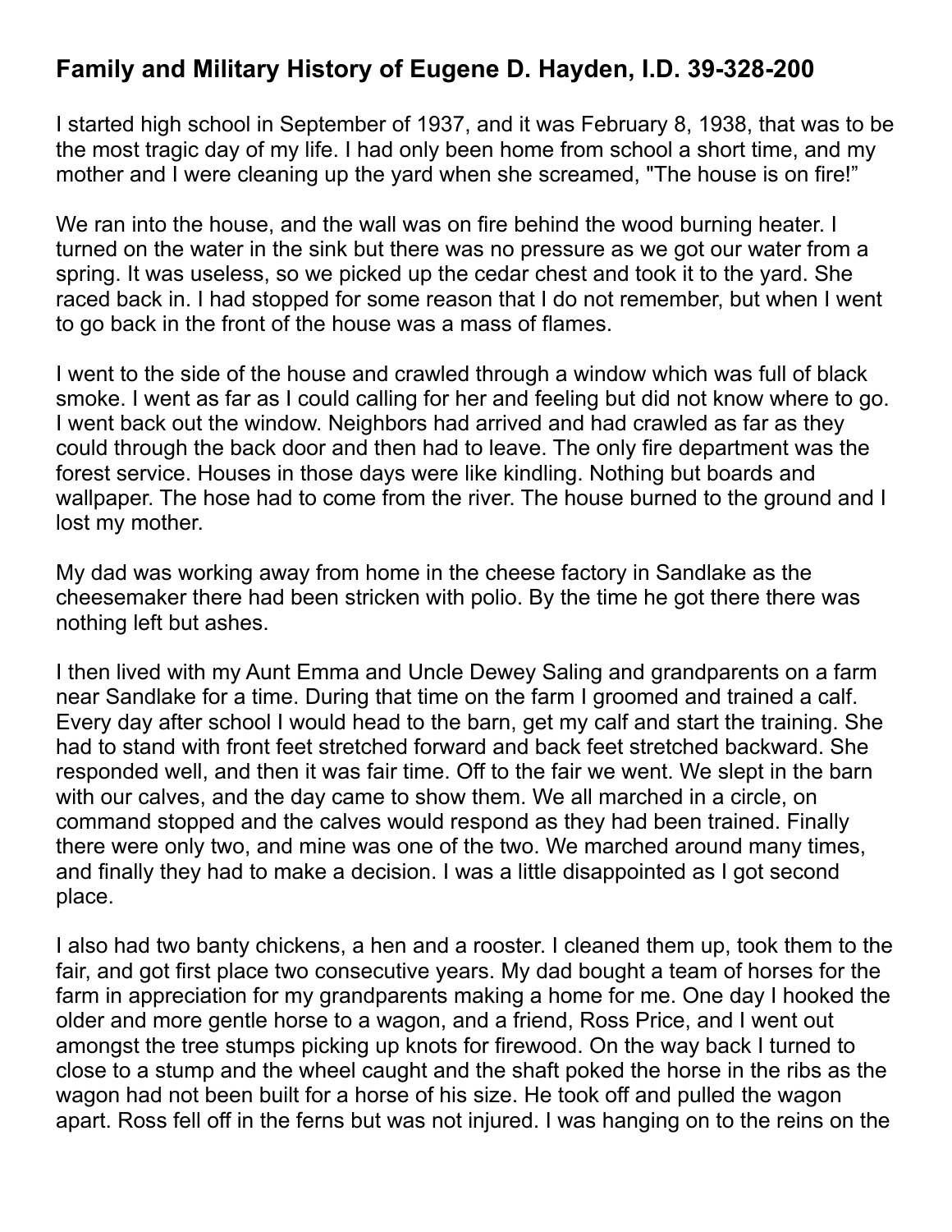## Family and Military History of Eugene D. Hayden, I.D. 39-328-200

I started high school in September of 1937, and it was February 8, 1938, that was to be the most tragic day of my life. I had only been home from school a short time, and my mother and I were cleaning up the yard when she screamed, "The house is on fire!"

We ran into the house, and the wall was on fire behind the wood burning heater. I turned on the water in the sink but there was no pressure as we got our water from a spring. It was useless, so we picked up the cedar chest and took it to the yard. She raced back in. I had stopped for some reason that I do not remember, but when I went to go back in the front of the house was a mass of flames.

I went to the side of the house and crawled through a window which was full of black smoke. I went as far as I could calling for her and feeling but did not know where to go. I went back out the window. Neighbors had arrived and had crawled as far as they could through the back door and then had to leave. The only fire department was the forest service. Houses in those days were like kindling. Nothing but boards and wallpaper. The hose had to come from the river. The house burned to the ground and I lost my mother.

My dad was working away from home in the cheese factory in Sandlake as the cheesemaker there had been stricken with polio. By the time he got there there was nothing left but ashes.

I then lived with my Aunt Emma and Uncle Dewey Saling and grandparents on a farm near Sandlake for a time. During that time on the farm I groomed and trained a calf. Every day after school I would head to the barn, get my calf and start the training. She had to stand with front feet stretched forward and back feet stretched backward. She responded well, and then it was fair time. Off to the fair we went. We slept in the barn with our calves, and the day came to show them. We all marched in a circle, on command stopped and the calves would respond as they had been trained. Finally there were only two, and mine was one of the two. We marched around many times, and finally they had to make a decision. I was a little disappointed as I got second place.

I also had two banty chickens, a hen and a rooster. I cleaned them up, took them to the fair, and got first place two consecutive years. My dad bought a team of horses for the farm in appreciation for my grandparents making a home for me. One day I hooked the older and more gentle horse to a wagon, and a friend, Ross Price, and I went out amongst the tree stumps picking up knots for firewood. On the way back I turned to close to a stump and the wheel caught and the shaft poked the horse in the ribs as the wagon had not been built for a horse of his size. He took off and pulled the wagon apart. Ross fell off in the ferns but was not injured. I was hanging on to the reins on the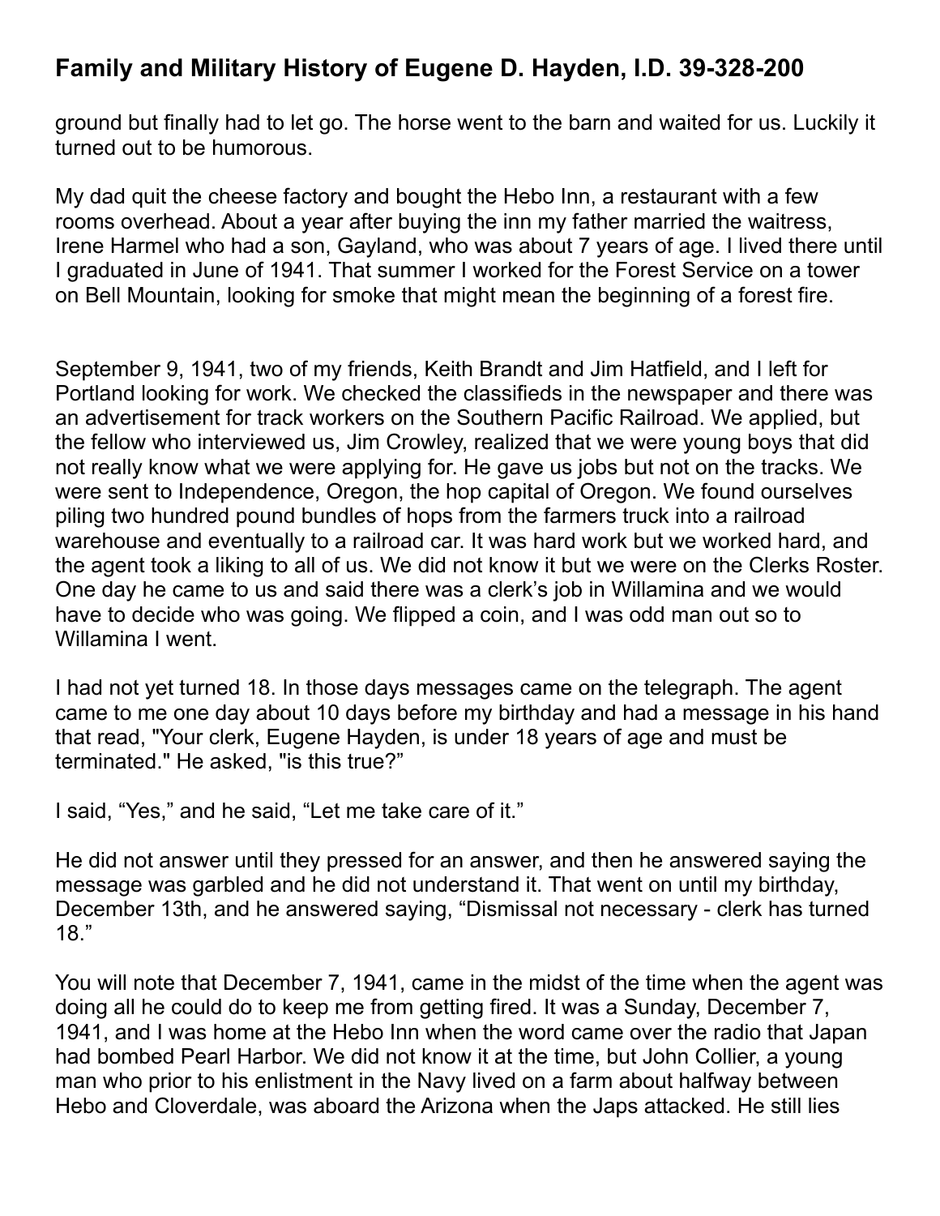ground but finally had to let go. The horse went to the barn and waited for us. Luckily it turned out to be humorous.

My dad quit the cheese factory and bought the Hebo Inn, a restaurant with a few rooms overhead. About a year after buying the inn my father married the waitress, Irene Harmel who had a son, Gayland, who was about 7 years of age. I lived there until I graduated in June of 1941. That summer I worked for the Forest Service on a tower on Bell Mountain, looking for smoke that might mean the beginning of a forest fire.

September 9, 1941, two of my friends, Keith Brandt and Jim Hatfield, and I left for Portland looking for work. We checked the classifieds in the newspaper and there was an advertisement for track workers on the Southern Pacific Railroad. We applied, but the fellow who interviewed us, Jim Crowley, realized that we were young boys that did not really know what we were applying for. He gave us jobs but not on the tracks. We were sent to Independence, Oregon, the hop capital of Oregon. We found ourselves piling two hundred pound bundles of hops from the farmers truck into a railroad warehouse and eventually to a railroad car. It was hard work but we worked hard, and the agent took a liking to all of us. We did not know it but we were on the Clerks Roster. One day he came to us and said there was a clerk's job in Willamina and we would have to decide who was going. We flipped a coin, and I was odd man out so to Willamina I went.

I had not yet turned 18. In those days messages came on the telegraph. The agent came to me one day about 10 days before my birthday and had a message in his hand that read, "Your clerk, Eugene Hayden, is under 18 years of age and must be terminated." He asked, "is this true?"

I said, "Yes," and he said, "Let me take care of it."

He did not answer until they pressed for an answer, and then he answered saying the message was garbled and he did not understand it. That went on until my birthday, December 13th, and he answered saying, "Dismissal not necessary - clerk has turned 18."

You will note that December 7, 1941, came in the midst of the time when the agent was doing all he could do to keep me from getting fired. It was a Sunday, December 7, 1941, and I was home at the Hebo Inn when the word came over the radio that Japan had bombed Pearl Harbor. We did not know it at the time, but John Collier, a young man who prior to his enlistment in the Navy lived on a farm about halfway between Hebo and Cloverdale, was aboard the Arizona when the Japs attacked. He still lies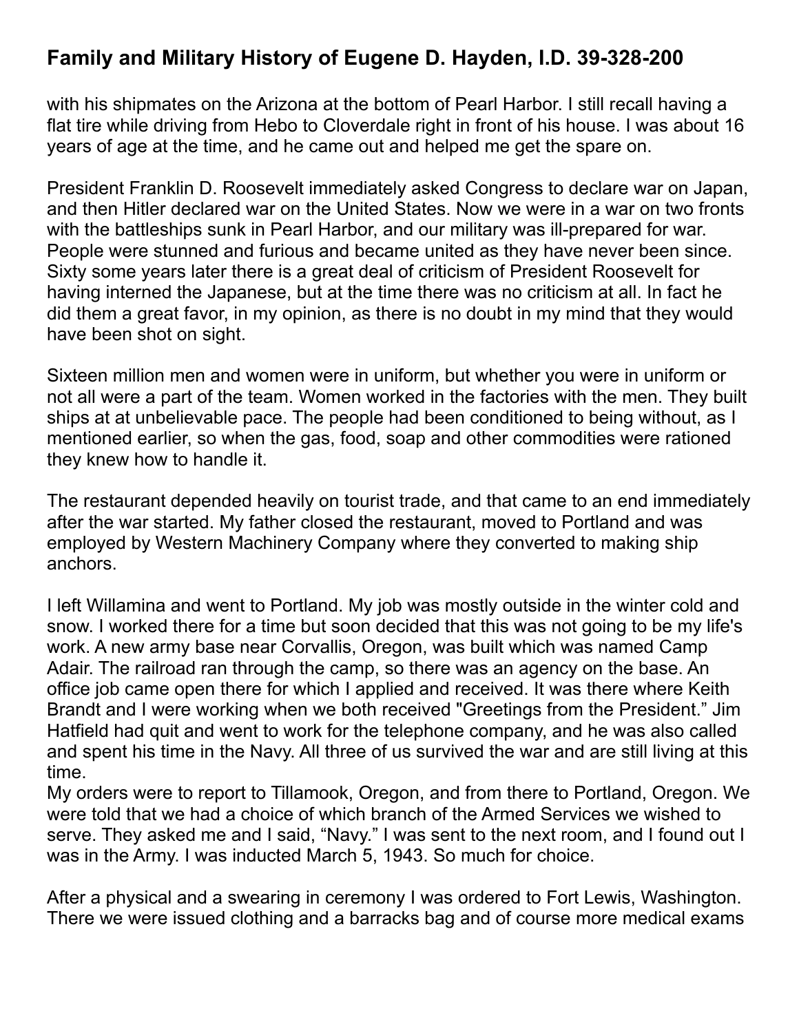with his shipmates on the Arizona at the bottom of Pearl Harbor. I still recall having a flat tire while driving from Hebo to Cloverdale right in front of his house. I was about 16 years of age at the time, and he came out and helped me get the spare on.

President Franklin D. Roosevelt immediately asked Congress to declare war on Japan, and then Hitler declared war on the United States. Now we were in a war on two fronts with the battleships sunk in Pearl Harbor, and our military was ill-prepared for war. People were stunned and furious and became united as they have never been since. Sixty some years later there is a great deal of criticism of President Roosevelt for having interned the Japanese, but at the time there was no criticism at all. In fact he did them a great favor, in my opinion, as there is no doubt in my mind that they would have been shot on sight.

Sixteen million men and women were in uniform, but whether you were in uniform or not all were a part of the team. Women worked in the factories with the men. They built ships at at unbelievable pace. The people had been conditioned to being without, as I mentioned earlier, so when the gas, food, soap and other commodities were rationed they knew how to handle it.

The restaurant depended heavily on tourist trade, and that came to an end immediately after the war started. My father closed the restaurant, moved to Portland and was employed by Western Machinery Company where they converted to making ship anchors.

I left Willamina and went to Portland. My job was mostly outside in the winter cold and snow. I worked there for a time but soon decided that this was not going to be my life's work. A new army base near Corvallis, Oregon, was built which was named Camp Adair. The railroad ran through the camp, so there was an agency on the base. An office job came open there for which I applied and received. It was there where Keith Brandt and I were working when we both received "Greetings from the President." Jim Hatfield had quit and went to work for the telephone company, and he was also called and spent his time in the Navy. All three of us survived the war and are still living at this time.

My orders were to report to Tillamook, Oregon, and from there to Portland, Oregon. We were told that we had a choice of which branch of the Armed Services we wished to serve. They asked me and I said, "Navy." I was sent to the next room, and I found out I was in the Army. I was inducted March 5, 1943. So much for choice.

After a physical and a swearing in ceremony I was ordered to Fort Lewis, Washington. There we were issued clothing and a barracks bag and of course more medical exams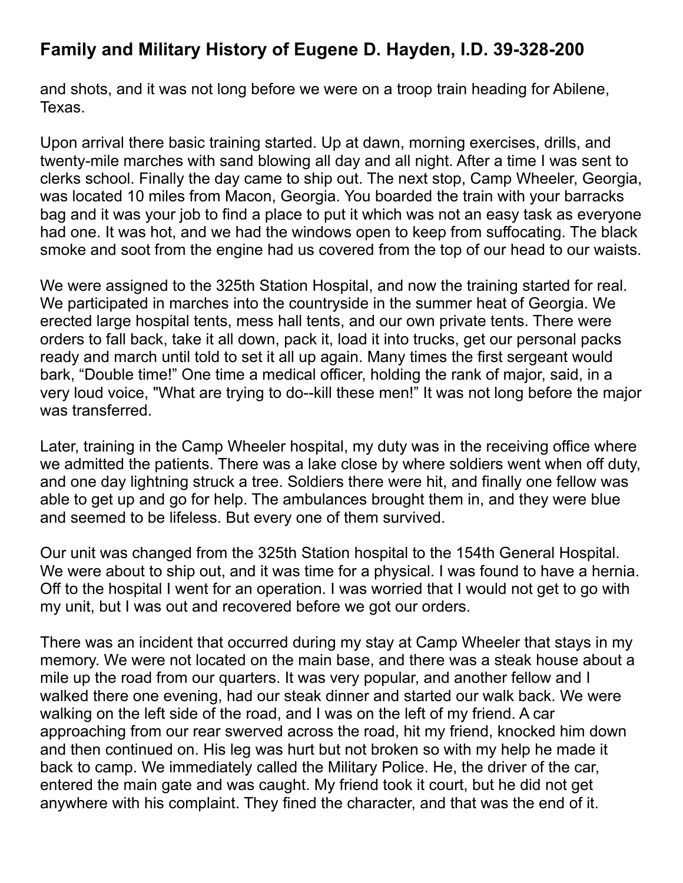and shots, and it was not long before we were on a troop train heading for Abilene, Texas.

Upon arrival there basic training started. Up at dawn, morning exercises, drills, and twenty-mile marches with sand blowing all day and all night. After a time I was sent to clerks school. Finally the day came to ship out. The next stop, Camp Wheeler, Georgia, was located 10 miles from Macon, Georgia. You boarded the train with your barracks bag and it was your job to find a place to put it which was not an easy task as everyone had one. It was hot, and we had the windows open to keep from suffocating. The black smoke and soot from the engine had us covered from the top of our head to our waists.

We were assigned to the 325th Station Hospital, and now the training started for real. We participated in marches into the countryside in the summer heat of Georgia. We erected large hospital tents, mess hall tents, and our own private tents. There were orders to fall back, take it all down, pack it, load it into trucks, get our personal packs ready and march until told to set it all up again. Many times the first sergeant would bark, “Double time!” One time a medical officer, holding the rank of major, said, in a very loud voice, "What are trying to do--kill these men!” It was not long before the major was transferred.

Later, training in the Camp Wheeler hospital, my duty was in the receiving office where we admitted the patients. There was a lake close by where soldiers went when off duty, and one day lightning struck a tree. Soldiers there were hit, and finally one fellow was able to get up and go for help. The ambulances brought them in, and they were blue and seemed to be lifeless. But every one of them survived.

Our unit was changed from the 325th Station hospital to the 154th General Hospital. We were about to ship out, and it was time for a physical. I was found to have a hernia. Off to the hospital I went for an operation. I was worried that I would not get to go with my unit, but I was out and recovered before we got our orders.

There was an incident that occurred during my stay at Camp Wheeler that stays in my memory. We were not located on the main base, and there was a steak house about a mile up the road from our quarters. It was very popular, and another fellow and I walked there one evening, had our steak dinner and started our walk back. We were walking on the left side of the road, and I was on the left of my friend. A car approaching from our rear swerved across the road, hit my friend, knocked him down and then continued on. His leg was hurt but not broken so with my help he made it back to camp. We immediately called the Military Police. He, the driver of the car, entered the main gate and was caught. My friend took it court, but he did not get anywhere with his complaint. They fined the character, and that was the end of it.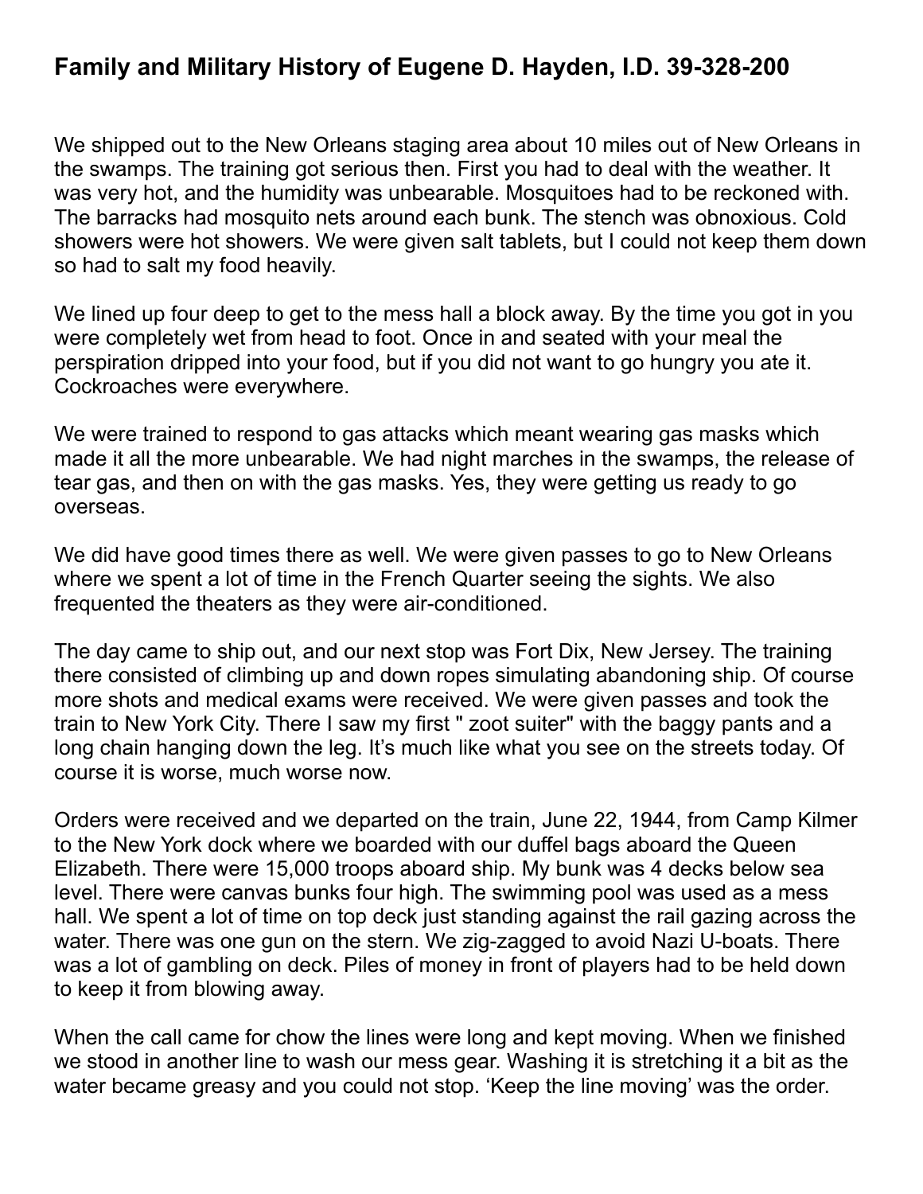## Family and Military History of Eugene D. Hayden, I.D. 39-328-200

We shipped out to the New Orleans staging area about 10 miles out of New Orleans in the swamps. The training got serious then. First you had to deal with the weather. It was very hot, and the humidity was unbearable. Mosquitoes had to be reckoned with. The barracks had mosquito nets around each bunk. The stench was obnoxious. Cold showers were hot showers. We were given salt tablets, but I could not keep them down so had to salt my food heavily.

We lined up four deep to get to the mess hall a block away. By the time you got in you were completely wet from head to foot. Once in and seated with your meal the perspiration dripped into your food, but if you did not want to go hungry you ate it. Cockroaches were everywhere.

We were trained to respond to gas attacks which meant wearing gas masks which made it all the more unbearable. We had night marches in the swamps, the release of tear gas, and then on with the gas masks. Yes, they were getting us ready to go overseas.

We did have good times there as well. We were given passes to go to New Orleans where we spent a lot of time in the French Quarter seeing the sights. We also frequented the theaters as they were air-conditioned.

The day came to ship out, and our next stop was Fort Dix, New Jersey. The training there consisted of climbing up and down ropes simulating abandoning ship. Of course more shots and medical exams were received. We were given passes and took the train to New York City. There I saw my first " zoot suiter" with the baggy pants and a long chain hanging down the leg. It's much like what you see on the streets today. Of course it is worse, much worse now.

Orders were received and we departed on the train, June 22, 1944, from Camp Kilmer to the New York dock where we boarded with our duffel bags aboard the Queen Elizabeth. There were 15,000 troops aboard ship. My bunk was 4 decks below sea level. There were canvas bunks four high. The swimming pool was used as a mess hall. We spent a lot of time on top deck just standing against the rail gazing across the water. There was one gun on the stern. We zig-zagged to avoid Nazi U-boats. There was a lot of gambling on deck. Piles of money in front of players had to be held down to keep it from blowing away.

When the call came for chow the lines were long and kept moving. When we finished we stood in another line to wash our mess gear. Washing it is stretching it a bit as the water became greasy and you could not stop. 'Keep the line moving' was the order.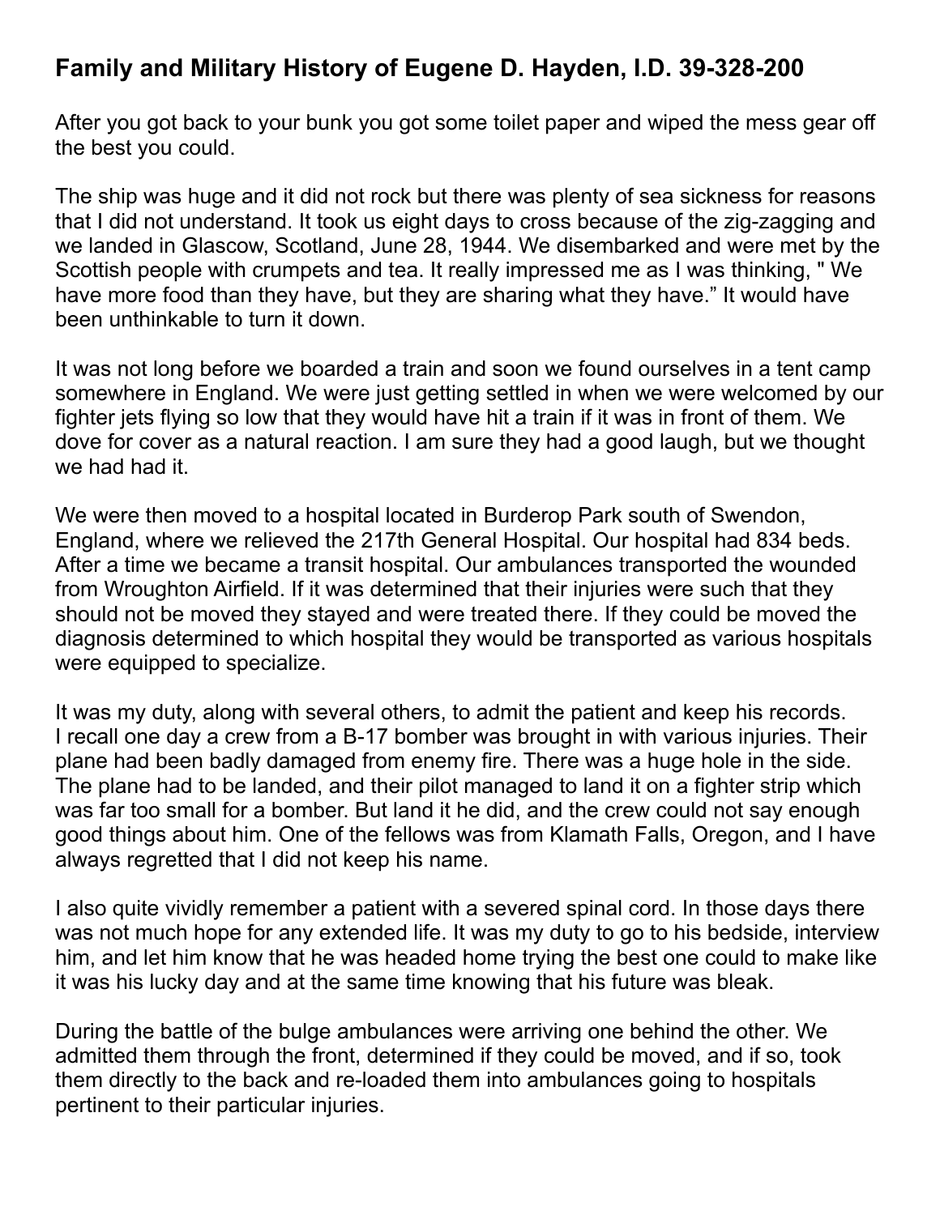## Family and Military History of Eugene D. Hayden, I.D. 39-328-200

After you got back to your bunk you got some toilet paper and wiped the mess gear off the best you could.

The ship was huge and it did not rock but there was plenty of sea sickness for reasons that I did not understand. It took us eight days to cross because of the zig-zagging and we landed in Glascow, Scotland, June 28, 1944. We disembarked and were met by the Scottish people with crumpets and tea. It really impressed me as I was thinking, " We have more food than they have, but they are sharing what they have." It would have been unthinkable to turn it down.

It was not long before we boarded a train and soon we found ourselves in a tent camp somewhere in England. We were just getting settled in when we were welcomed by our fighter jets flying so low that they would have hit a train if it was in front of them. We dove for cover as a natural reaction. I am sure they had a good laugh, but we thought we had had it.

We were then moved to a hospital located in Burderop Park south of Swendon, England, where we relieved the 217th General Hospital. Our hospital had 834 beds. After a time we became a transit hospital. Our ambulances transported the wounded from Wroughton Airfield. If it was determined that their injuries were such that they should not be moved they stayed and were treated there. If they could be moved the diagnosis determined to which hospital they would be transported as various hospitals were equipped to specialize.

It was my duty, along with several others, to admit the patient and keep his records. I recall one day a crew from a B-17 bomber was brought in with various injuries. Their plane had been badly damaged from enemy fire. There was a huge hole in the side. The plane had to be landed, and their pilot managed to land it on a fighter strip which was far too small for a bomber. But land it he did, and the crew could not say enough good things about him. One of the fellows was from Klamath Falls, Oregon, and I have always regretted that I did not keep his name.

I also quite vividly remember a patient with a severed spinal cord. In those days there was not much hope for any extended life. It was my duty to go to his bedside, interview him, and let him know that he was headed home trying the best one could to make like it was his lucky day and at the same time knowing that his future was bleak.

During the battle of the bulge ambulances were arriving one behind the other. We admitted them through the front, determined if they could be moved, and if so, took them directly to the back and re-loaded them into ambulances going to hospitals pertinent to their particular injuries.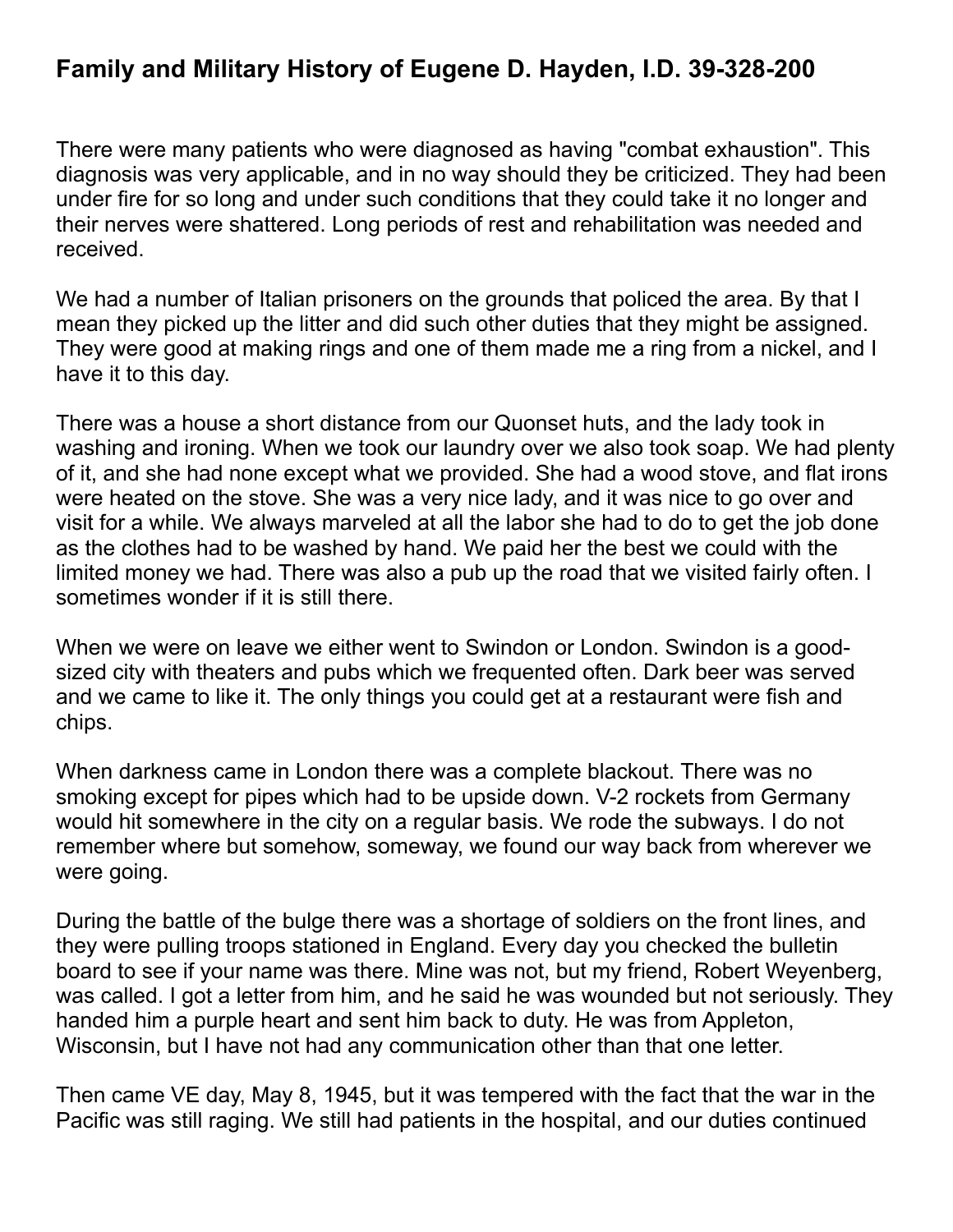# Family and Military History of Eugene D. Hayden, I.D. 39-328-200

There were many patients who were diagnosed as having "combat exhaustion". This diagnosis was very applicable, and in no way should they be criticized. They had been under fire for so long and under such conditions that they could take it no longer and their nerves were shattered. Long periods of rest and rehabilitation was needed and received.

We had a number of Italian prisoners on the grounds that policed the area. By that I mean they picked up the litter and did such other duties that they might be assigned. They were good at making rings and one of them made me a ring from a nickel, and I have it to this day.

There was a house a short distance from our Quonset huts, and the lady took in washing and ironing. When we took our laundry over we also took soap. We had plenty of it, and she had none except what we provided. She had a wood stove, and flat irons were heated on the stove. She was a very nice lady, and it was nice to go over and visit for a while. We always marveled at all the labor she had to do to get the job done as the clothes had to be washed by hand. We paid her the best we could with the limited money we had. There was also a pub up the road that we visited fairly often. I sometimes wonder if it is still there.

When we were on leave we either went to Swindon or London. Swindon is a good-sized city with theaters and pubs which we frequented often. Dark beer was served and we came to like it. The only things you could get at a restaurant were fish and chips.

When darkness came in London there was a complete blackout. There was no smoking except for pipes which had to be upside down. V-2 rockets from Germany would hit somewhere in the city on a regular basis. We rode the subways. I do not remember where but somehow, someway, we found our way back from wherever we were going.

During the battle of the bulge there was a shortage of soldiers on the front lines, and they were pulling troops stationed in England. Every day you checked the bulletin board to see if your name was there. Mine was not, but my friend, Robert Weyenberg, was called. I got a letter from him, and he said he was wounded but not seriously. They handed him a purple heart and sent him back to duty. He was from Appleton, Wisconsin, but I have not had any communication other than that one letter.

Then came VE day, May 8, 1945, but it was tempered with the fact that the war in the Pacific was still raging. We still had patients in the hospital, and our duties continued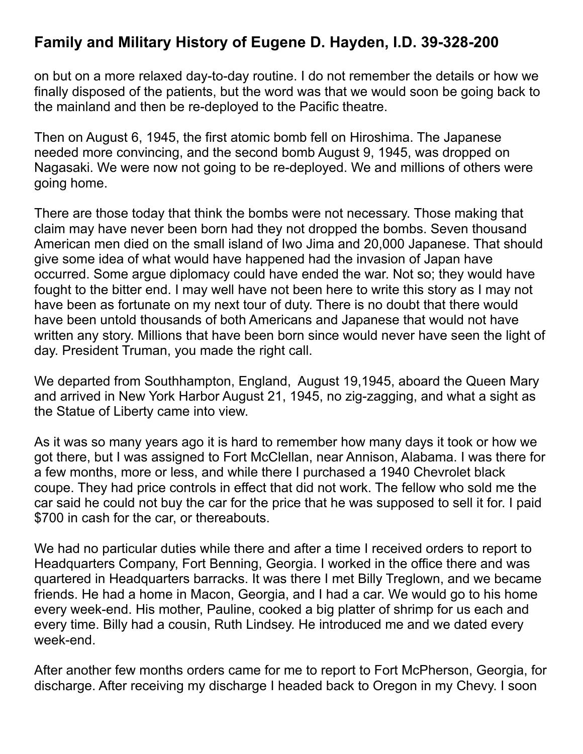on but on a more relaxed day-to-day routine. I do not remember the details or how we finally disposed of the patients, but the word was that we would soon be going back to the mainland and then be re-deployed to the Pacific theatre.

Then on August 6, 1945, the first atomic bomb fell on Hiroshima. The Japanese needed more convincing, and the second bomb August 9, 1945, was dropped on Nagasaki. We were now not going to be re-deployed. We and millions of others were going home.

There are those today that think the bombs were not necessary. Those making that claim may have never been born had they not dropped the bombs. Seven thousand American men died on the small island of Iwo Jima and 20,000 Japanese. That should give some idea of what would have happened had the invasion of Japan have occurred. Some argue diplomacy could have ended the war. Not so; they would have fought to the bitter end. I may well have not been here to write this story as I may not have been as fortunate on my next tour of duty. There is no doubt that there would have been untold thousands of both Americans and Japanese that would not have written any story. Millions that have been born since would never have seen the light of day. President Truman, you made the right call.

We departed from Southhampton, England, August 19,1945, aboard the Queen Mary and arrived in New York Harbor August 21, 1945, no zig-zagging, and what a sight as the Statue of Liberty came into view.

As it was so many years ago it is hard to remember how many days it took or how we got there, but I was assigned to Fort McClellan, near Annison, Alabama. I was there for a few months, more or less, and while there I purchased a 1940 Chevrolet black coupe. They had price controls in effect that did not work. The fellow who sold me the car said he could not buy the car for the price that he was supposed to sell it for. I paid $700 in cash for the car, or thereabouts.

We had no particular duties while there and after a time I received orders to report to Headquarters Company, Fort Benning, Georgia. I worked in the office there and was quartered in Headquarters barracks. It was there I met Billy Treglown, and we became friends. He had a home in Macon, Georgia, and I had a car. We would go to his home every week-end. His mother, Pauline, cooked a big platter of shrimp for us each and every time. Billy had a cousin, Ruth Lindsey. He introduced me and we dated every week-end.

After another few months orders came for me to report to Fort McPherson, Georgia, for discharge. After receiving my discharge I headed back to Oregon in my Chevy. I soon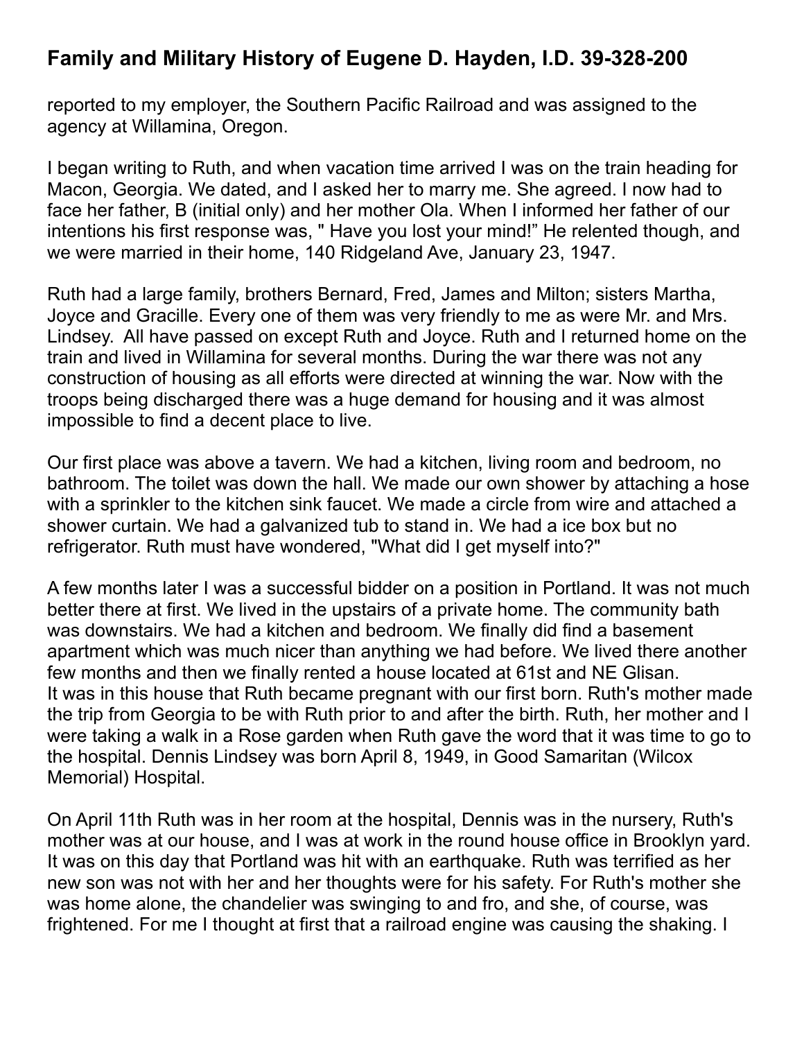reported to my employer, the Southern Pacific Railroad and was assigned to the agency at Willamina, Oregon.

I began writing to Ruth, and when vacation time arrived I was on the train heading for Macon, Georgia. We dated, and I asked her to marry me. She agreed. I now had to face her father, B (initial only) and her mother Ola. When I informed her father of our intentions his first response was, " Have you lost your mind!" He relented though, and we were married in their home, 140 Ridgeland Ave, January 23, 1947.

Ruth had a large family, brothers Bernard, Fred, James and Milton; sisters Martha, Joyce and Gracille. Every one of them was very friendly to me as were Mr. and Mrs. Lindsey. All have passed on except Ruth and Joyce. Ruth and I returned home on the train and lived in Willamina for several months. During the war there was not any construction of housing as all efforts were directed at winning the war. Now with the troops being discharged there was a huge demand for housing and it was almost impossible to find a decent place to live.

Our first place was above a tavern. We had a kitchen, living room and bedroom, no bathroom. The toilet was down the hall. We made our own shower by attaching a hose with a sprinkler to the kitchen sink faucet. We made a circle from wire and attached a shower curtain. We had a galvanized tub to stand in. We had a ice box but no refrigerator. Ruth must have wondered, "What did I get myself into?"

A few months later I was a successful bidder on a position in Portland. It was not much better there at first. We lived in the upstairs of a private home. The community bath was downstairs. We had a kitchen and bedroom. We finally did find a basement apartment which was much nicer than anything we had before. We lived there another few months and then we finally rented a house located at 61st and NE Glisan.
It was in this house that Ruth became pregnant with our first born. Ruth's mother made the trip from Georgia to be with Ruth prior to and after the birth. Ruth, her mother and I were taking a walk in a Rose garden when Ruth gave the word that it was time to go to the hospital. Dennis Lindsey was born April 8, 1949, in Good Samaritan (Wilcox Memorial) Hospital.

On April 11th Ruth was in her room at the hospital, Dennis was in the nursery, Ruth's mother was at our house, and I was at work in the round house office in Brooklyn yard. It was on this day that Portland was hit with an earthquake. Ruth was terrified as her new son was not with her and her thoughts were for his safety. For Ruth's mother she was home alone, the chandelier was swinging to and fro, and she, of course, was frightened. For me I thought at first that a railroad engine was causing the shaking. I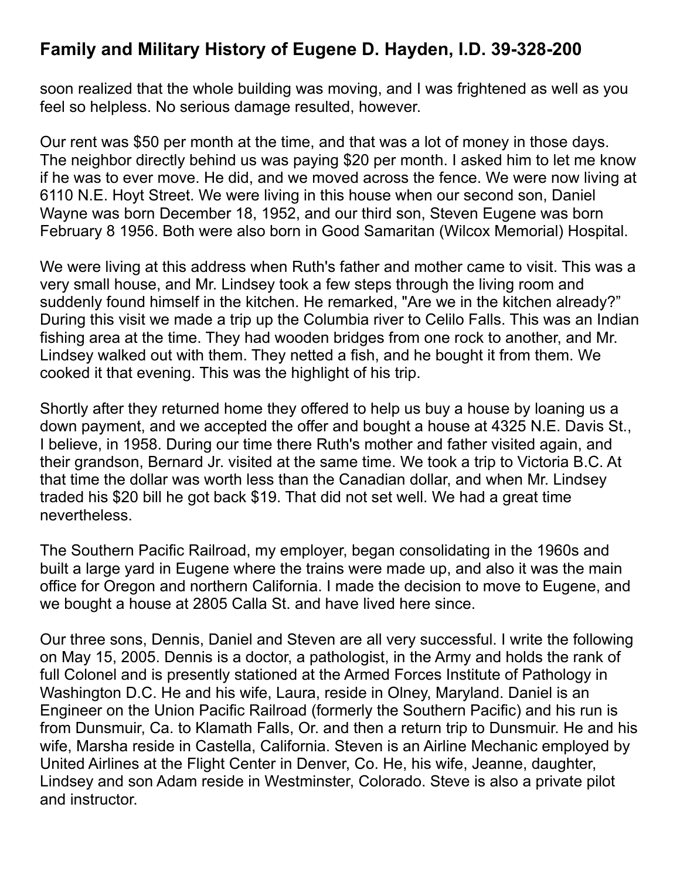soon realized that the whole building was moving, and I was frightened as well as you feel so helpless. No serious damage resulted, however.

Our rent was $50 per month at the time, and that was a lot of money in those days. The neighbor directly behind us was paying $20 per month. I asked him to let me know if he was to ever move. He did, and we moved across the fence. We were now living at 6110 N.E. Hoyt Street. We were living in this house when our second son, Daniel Wayne was born December 18, 1952, and our third son, Steven Eugene was born February 8 1956. Both were also born in Good Samaritan (Wilcox Memorial) Hospital.

We were living at this address when Ruth's father and mother came to visit. This was a very small house, and Mr. Lindsey took a few steps through the living room and suddenly found himself in the kitchen. He remarked, "Are we in the kitchen already?" During this visit we made a trip up the Columbia river to Celilo Falls. This was an Indian fishing area at the time. They had wooden bridges from one rock to another, and Mr. Lindsey walked out with them. They netted a fish, and he bought it from them. We cooked it that evening. This was the highlight of his trip.

Shortly after they returned home they offered to help us buy a house by loaning us a down payment, and we accepted the offer and bought a house at 4325 N.E. Davis St., I believe, in 1958. During our time there Ruth's mother and father visited again, and their grandson, Bernard Jr. visited at the same time. We took a trip to Victoria B.C. At that time the dollar was worth less than the Canadian dollar, and when Mr. Lindsey traded his $20 bill he got back $19. That did not set well. We had a great time nevertheless.

The Southern Pacific Railroad, my employer, began consolidating in the 1960s and built a large yard in Eugene where the trains were made up, and also it was the main office for Oregon and northern California. I made the decision to move to Eugene, and we bought a house at 2805 Calla St. and have lived here since.

Our three sons, Dennis, Daniel and Steven are all very successful. I write the following on May 15, 2005. Dennis is a doctor, a pathologist, in the Army and holds the rank of full Colonel and is presently stationed at the Armed Forces Institute of Pathology in Washington D.C. He and his wife, Laura, reside in Olney, Maryland. Daniel is an Engineer on the Union Pacific Railroad (formerly the Southern Pacific) and his run is from Dunsmuir, Ca. to Klamath Falls, Or. and then a return trip to Dunsmuir. He and his wife, Marsha reside in Castella, California. Steven is an Airline Mechanic employed by United Airlines at the Flight Center in Denver, Co. He, his wife, Jeanne, daughter, Lindsey and son Adam reside in Westminster, Colorado. Steve is also a private pilot and instructor.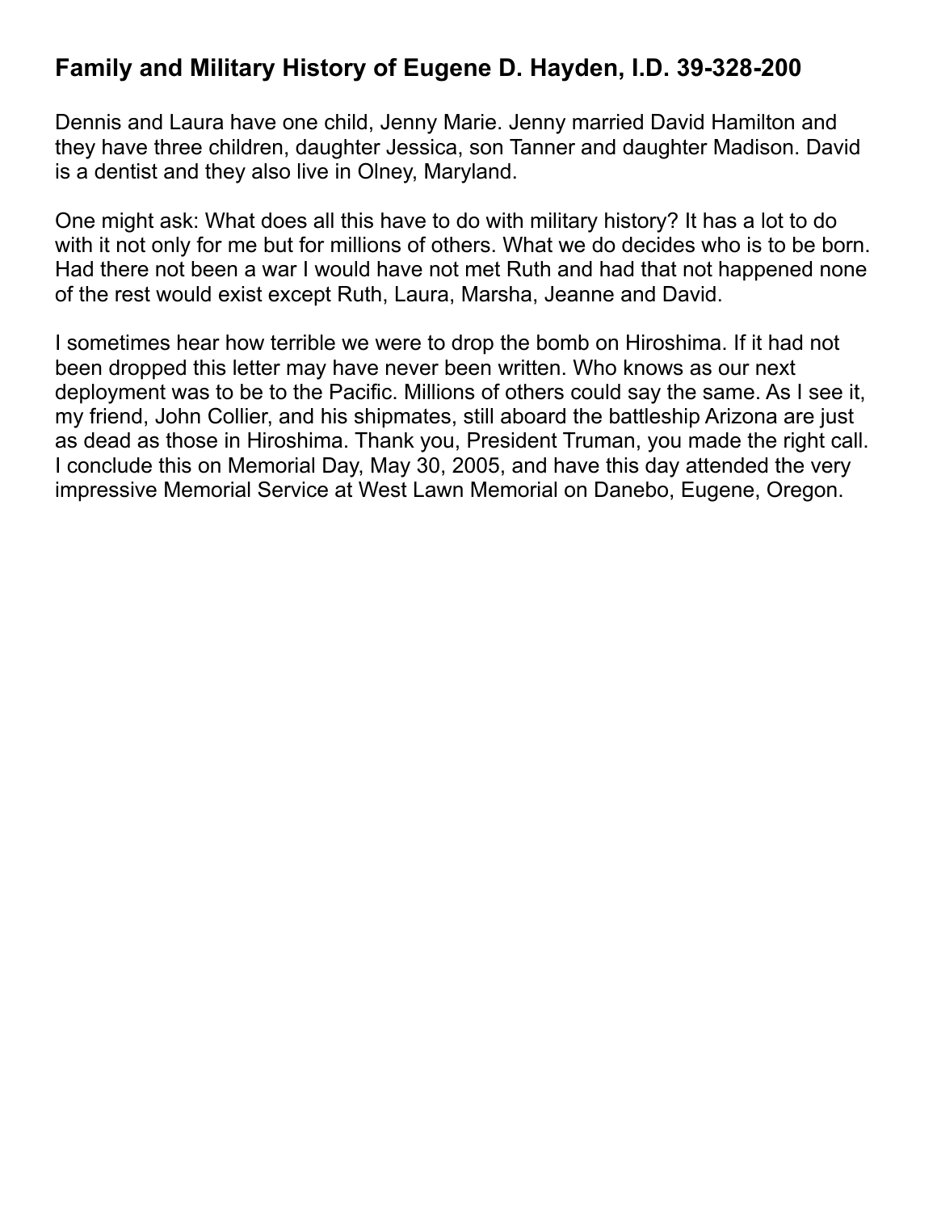## Family and Military History of Eugene D. Hayden, I.D. 39-328-200

Dennis and Laura have one child, Jenny Marie. Jenny married David Hamilton and they have three children, daughter Jessica, son Tanner and daughter Madison. David is a dentist and they also live in Olney, Maryland.

One might ask: What does all this have to do with military history? It has a lot to do with it not only for me but for millions of others. What we do decides who is to be born. Had there not been a war I would have not met Ruth and had that not happened none of the rest would exist except Ruth, Laura, Marsha, Jeanne and David.

I sometimes hear how terrible we were to drop the bomb on Hiroshima. If it had not been dropped this letter may have never been written. Who knows as our next deployment was to be to the Pacific. Millions of others could say the same. As I see it, my friend, John Collier, and his shipmates, still aboard the battleship Arizona are just as dead as those in Hiroshima. Thank you, President Truman, you made the right call. I conclude this on Memorial Day, May 30, 2005, and have this day attended the very impressive Memorial Service at West Lawn Memorial on Danebo, Eugene, Oregon.